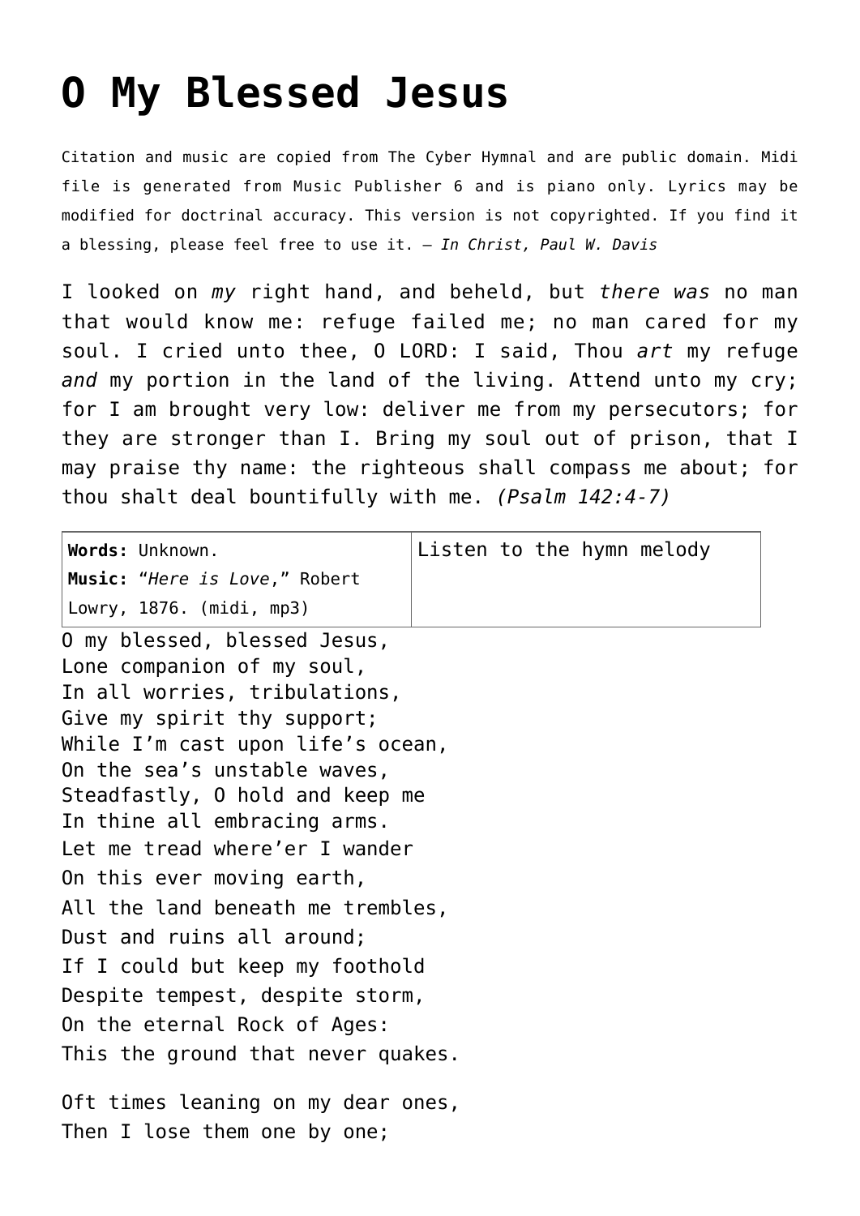# O My Blessed Jesus

Citation and music are copied from The Cyber Hymnal and are public domain. Midi file is generated from Music Publisher 6 and is piano only. Lyrics may be modified for doctrinal accuracy. This version is not copyrighted. If you find it a blessing, please feel free to use it. – *In Christ, Paul W. Davis*

I looked on *my* right hand, and beheld, but *there was* no man that would know me: refuge failed me; no man cared for my soul. I cried unto thee, O LORD: I said, Thou *art* my refuge *and* my portion in the land of the living. Attend unto my cry; for I am brought very low: deliver me from my persecutors; for they are stronger than I. Bring my soul out of prison, that I may praise thy name: the righteous shall compass me about; for thou shalt deal bountifully with me. *(Psalm 142:4-7)*

| **Words:** Unknown. **Music:** "*Here is Love*," Robert Lowry, 1876. (midi, mp3) | Listen to the hymn melody |
|---|---|

O my blessed, blessed Jesus,
Lone companion of my soul,
In all worries, tribulations,
Give my spirit thy support;
While I'm cast upon life's ocean,
On the sea's unstable waves,
Steadfastly, O hold and keep me
In thine all embracing arms.
Let me tread where'er I wander
On this ever moving earth,
All the land beneath me trembles,
Dust and ruins all around;
If I could but keep my foothold
Despite tempest, despite storm,
On the eternal Rock of Ages:
This the ground that never quakes.

Oft times leaning on my dear ones,
Then I lose them one by one;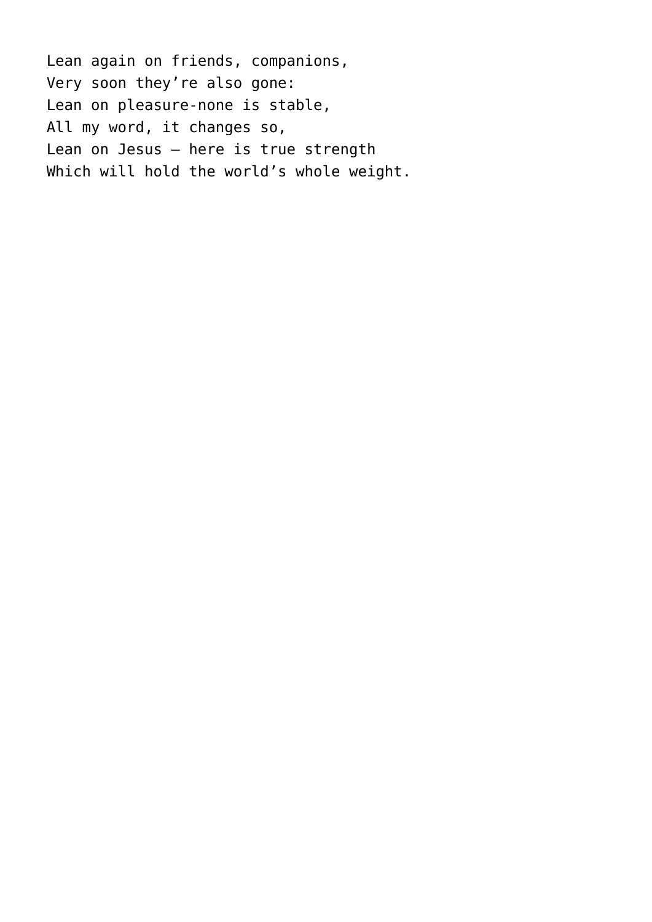Lean again on friends, companions,
Very soon they're also gone:
Lean on pleasure-none is stable,
All my word, it changes so,
Lean on Jesus – here is true strength
Which will hold the world's whole weight.